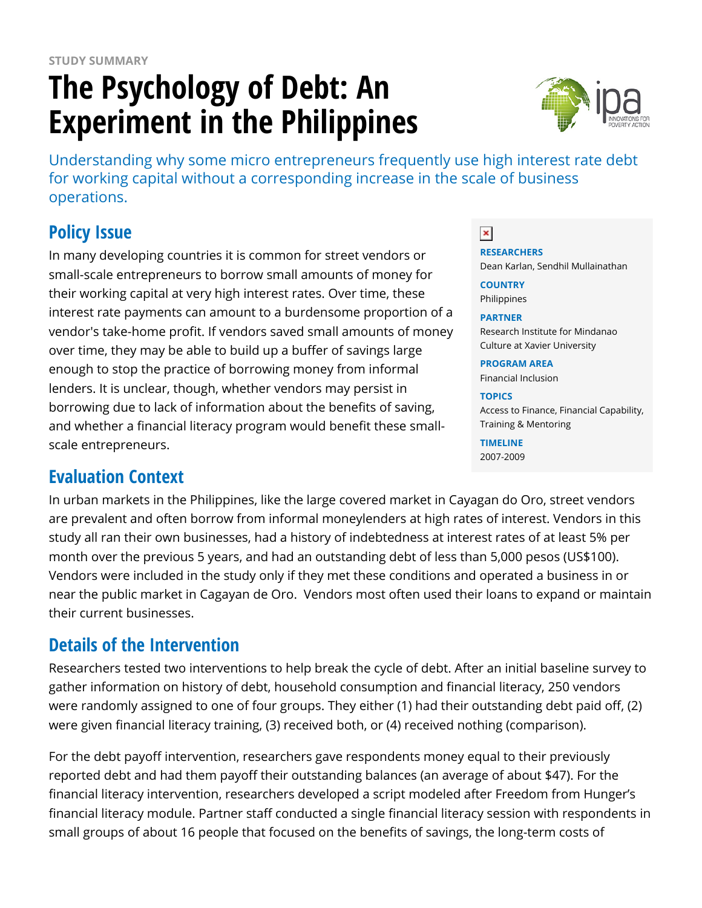STUDY SUMMARY

# The Psychology of Debt: An Experiment in the Philippines

Understanding why some micro entrepreneurs frequently use high interest rate debt for working capital without a corresponding increase in the scale of business operations.

**RESEARCHERS**
Dean Karlan, Sendhil Mullainathan

**COUNTRY**
Philippines

**PARTNER**
Research Institute for Mindanao Culture at Xavier University

**PROGRAM AREA**
Financial Inclusion

**TOPICS**
Access to Finance, Financial Capability, Training & Mentoring

**TIMELINE**
2007-2009

## Policy Issue

In many developing countries it is common for street vendors or small-scale entrepreneurs to borrow small amounts of money for their working capital at very high interest rates. Over time, these interest rate payments can amount to a burdensome proportion of a vendor's take-home profit. If vendors saved small amounts of money over time, they may be able to build up a buffer of savings large enough to stop the practice of borrowing money from informal lenders. It is unclear, though, whether vendors may persist in borrowing due to lack of information about the benefits of saving, and whether a financial literacy program would benefit these small-scale entrepreneurs.

## Evaluation Context

In urban markets in the Philippines, like the large covered market in Cayagan do Oro, street vendors are prevalent and often borrow from informal moneylenders at high rates of interest. Vendors in this study all ran their own businesses, had a history of indebtedness at interest rates of at least 5% per month over the previous 5 years, and had an outstanding debt of less than 5,000 pesos (US$100). Vendors were included in the study only if they met these conditions and operated a business in or near the public market in Cagayan de Oro. Vendors most often used their loans to expand or maintain their current businesses.

## Details of the Intervention

Researchers tested two interventions to help break the cycle of debt. After an initial baseline survey to gather information on history of debt, household consumption and financial literacy, 250 vendors were randomly assigned to one of four groups. They either (1) had their outstanding debt paid off, (2) were given financial literacy training, (3) received both, or (4) received nothing (comparison).

For the debt payoff intervention, researchers gave respondents money equal to their previously reported debt and had them payoff their outstanding balances (an average of about $47). For the financial literacy intervention, researchers developed a script modeled after Freedom from Hunger's financial literacy module. Partner staff conducted a single financial literacy session with respondents in small groups of about 16 people that focused on the benefits of savings, the long-term costs of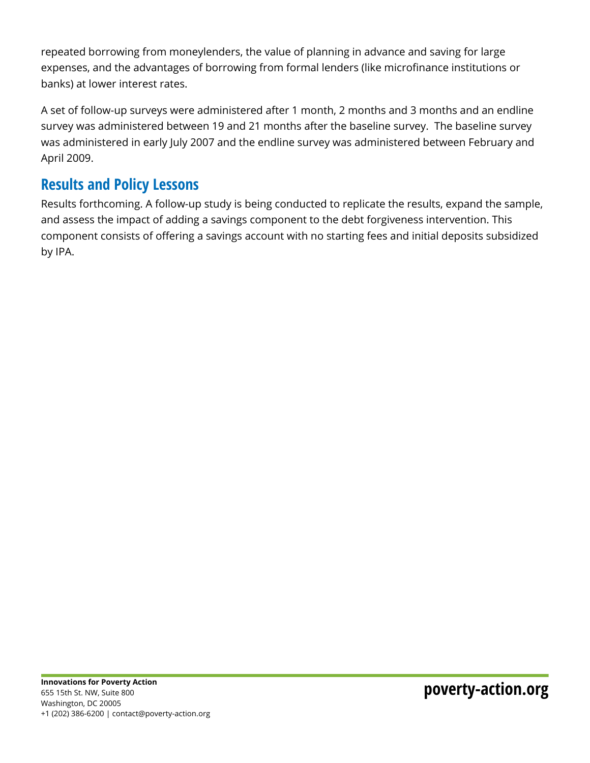repeated borrowing from moneylenders, the value of planning in advance and saving for large expenses, and the advantages of borrowing from formal lenders (like microfinance institutions or banks) at lower interest rates.

A set of follow-up surveys were administered after 1 month, 2 months and 3 months and an endline survey was administered between 19 and 21 months after the baseline survey. The baseline survey was administered in early July 2007 and the endline survey was administered between February and April 2009.

## Results and Policy Lessons

Results forthcoming. A follow-up study is being conducted to replicate the results, expand the sample, and assess the impact of adding a savings component to the debt forgiveness intervention. This component consists of offering a savings account with no starting fees and initial deposits subsidized by IPA.